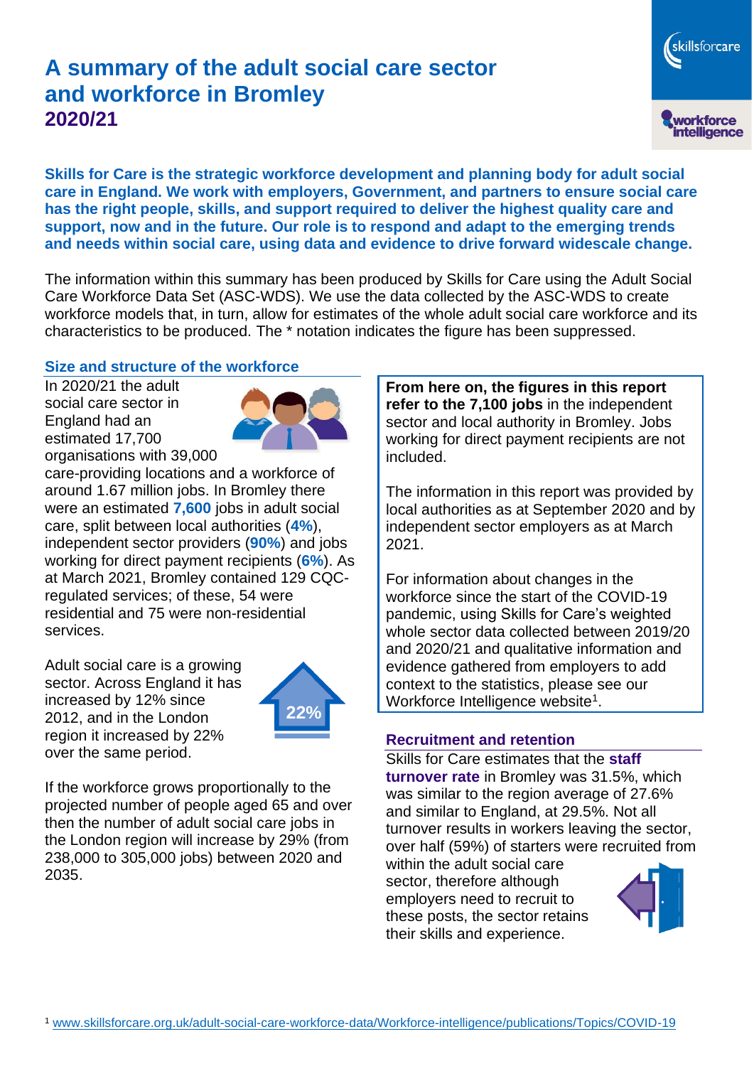# A summary of the adult social care sector and workforce in Bromley

## 2020/21

**Skills for Care is the strategic workforce development and planning body for adult social care in England. We work with employers, Government, and partners to ensure social care has the right people, skills, and support required to deliver the highest quality care and support, now and in the future. Our role is to respond and adapt to the emerging trends and needs within social care, using data and evidence to drive forward widescale change.**

The information within this summary has been produced by Skills for Care using the Adult Social Care Workforce Data Set (ASC-WDS). We use the data collected by the ASC-WDS to create workforce models that, in turn, allow for estimates of the whole adult social care workforce and its characteristics to be produced. The * notation indicates the figure has been suppressed.

### Size and structure of the workforce

In 2020/21 the adult social care sector in England had an estimated 17,700 organisations with 39,000 care-providing locations and a workforce of around 1.67 million jobs. In Bromley there were an estimated **7,600** jobs in adult social care, split between local authorities (**4%**), independent sector providers (**90%**) and jobs working for direct payment recipients (**6%**). As at March 2021, Bromley contained 129 CQC-regulated services; of these, 54 were residential and 75 were non-residential services.

Adult social care is a growing sector. Across England it has increased by 12% since 2012, and in the London region it increased by 22% over the same period.

22%

If the workforce grows proportionally to the projected number of people aged 65 and over then the number of adult social care jobs in the London region will increase by 29% (from 238,000 to 305,000 jobs) between 2020 and 2035.

**From here on, the figures in this report refer to the 7,100 jobs** in the independent sector and local authority in Bromley. Jobs working for direct payment recipients are not included.

The information in this report was provided by local authorities as at September 2020 and by independent sector employers as at March 2021.

For information about changes in the workforce since the start of the COVID-19 pandemic, using Skills for Care's weighted whole sector data collected between 2019/20 and 2020/21 and qualitative information and evidence gathered from employers to add context to the statistics, please see our Workforce Intelligence website[1].

### Recruitment and retention

Skills for Care estimates that the **staff turnover rate** in Bromley was 31.5%, which was similar to the region average of 27.6% and similar to England, at 29.5%. Not all turnover results in workers leaving the sector, over half (59%) of starters were recruited from within the adult social care sector, therefore although employers need to recruit to these posts, the sector retains their skills and experience.

[1] www.skillsforcare.org.uk/adult-social-care-workforce-data/Workforce-intelligence/publications/Topics/COVID-19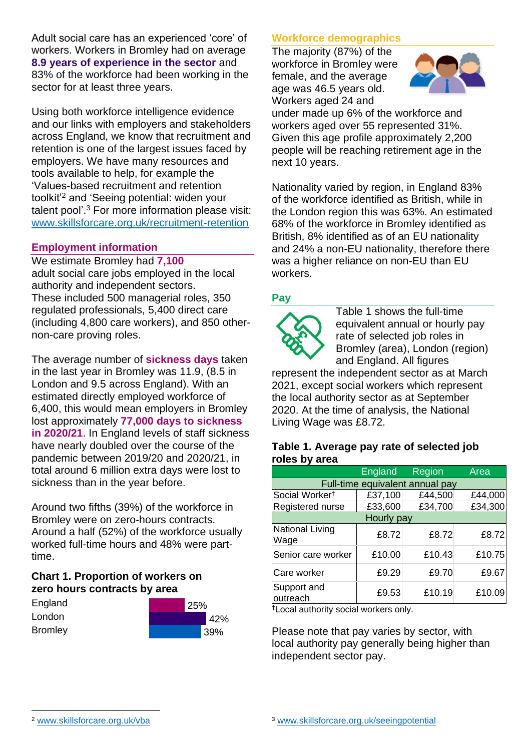Adult social care has an experienced 'core' of workers. Workers in Bromley had on average **8.9 years of experience in the sector** and 83% of the workforce had been working in the sector for at least three years.

Using both workforce intelligence evidence and our links with employers and stakeholders across England, we know that recruitment and retention is one of the largest issues faced by employers. We have many resources and tools available to help, for example the 'Values-based recruitment and retention toolkit'[2] and 'Seeing potential: widen your talent pool'.[3] For more information please visit: www.skillsforcare.org.uk/recruitment-retention

## Employment information

We estimate Bromley had **7,100** adult social care jobs employed in the local authority and independent sectors. These included 500 managerial roles, 350 regulated professionals, 5,400 direct care (including 4,800 care workers), and 850 other-non-care proving roles.

The average number of **sickness days** taken in the last year in Bromley was 11.9, (8.5 in London and 9.5 across England). With an estimated directly employed workforce of 6,400, this would mean employers in Bromley lost approximately **77,000 days to sickness in 2020/21**. In England levels of staff sickness have nearly doubled over the course of the pandemic between 2019/20 and 2020/21, in total around 6 million extra days were lost to sickness than in the year before.

Around two fifths (39%) of the workforce in Bromley were on zero-hours contracts. Around a half (52%) of the workforce usually worked full-time hours and 48% were part-time.

### Chart 1. Proportion of workers on zero hours contracts by area

| Area | Proportion |
|---|---|
| England | 25% |
| London | 42% |
| Bromley | 39% |

## Workforce demographics

The majority (87%) of the workforce in Bromley were female, and the average age was 46.5 years old. Workers aged 24 and under made up 6% of the workforce and workers aged over 55 represented 31%. Given this age profile approximately 2,200 people will be reaching retirement age in the next 10 years.

Nationality varied by region, in England 83% of the workforce identified as British, while in the London region this was 63%. An estimated 68% of the workforce in Bromley identified as British, 8% identified as of an EU nationality and 24% a non-EU nationality, therefore there was a higher reliance on non-EU than EU workers.

## Pay

Table 1 shows the full-time equivalent annual or hourly pay rate of selected job roles in Bromley (area), London (region) and England. All figures represent the independent sector as at March 2021, except social workers which represent the local authority sector as at September 2020. At the time of analysis, the National Living Wage was £8.72.

### Table 1. Average pay rate of selected job roles by area

| | England | Region | Area |
|---|---|---|---|
| **Full-time equivalent annual pay** | | | |
| Social Worker† | £37,100 | £44,500 | £44,000 |
| Registered nurse | £33,600 | £34,700 | £34,300 |
| **Hourly pay** | | | |
| National Living Wage | £8.72 | £8.72 | £8.72 |
| Senior care worker | £10.00 | £10.43 | £10.75 |
| Care worker | £9.29 | £9.70 | £9.67 |
| Support and outreach | £9.53 | £10.19 | £10.09 |

†Local authority social workers only.

Please note that pay varies by sector, with local authority pay generally being higher than independent sector pay.

[2] www.skillsforcare.org.uk/vba

[3] www.skillsforcare.org.uk/seeingpotential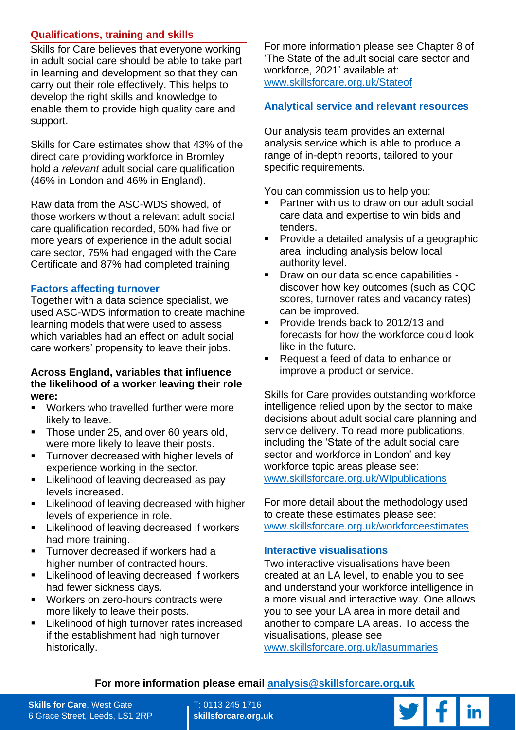## Qualifications, training and skills

Skills for Care believes that everyone working in adult social care should be able to take part in learning and development so that they can carry out their role effectively. This helps to develop the right skills and knowledge to enable them to provide high quality care and support.

Skills for Care estimates show that 43% of the direct care providing workforce in Bromley hold a *relevant* adult social care qualification (46% in London and 46% in England).

Raw data from the ASC-WDS showed, of those workers without a relevant adult social care qualification recorded, 50% had five or more years of experience in the adult social care sector, 75% had engaged with the Care Certificate and 87% had completed training.

## Factors affecting turnover

Together with a data science specialist, we used ASC-WDS information to create machine learning models that were used to assess which variables had an effect on adult social care workers' propensity to leave their jobs.

**Across England, variables that influence the likelihood of a worker leaving their role were:**

- Workers who travelled further were more likely to leave.
- Those under 25, and over 60 years old, were more likely to leave their posts.
- Turnover decreased with higher levels of experience working in the sector.
- Likelihood of leaving decreased as pay levels increased.
- Likelihood of leaving decreased with higher levels of experience in role.
- Likelihood of leaving decreased if workers had more training.
- Turnover decreased if workers had a higher number of contracted hours.
- Likelihood of leaving decreased if workers had fewer sickness days.
- Workers on zero-hours contracts were more likely to leave their posts.
- Likelihood of high turnover rates increased if the establishment had high turnover historically.

For more information please see Chapter 8 of 'The State of the adult social care sector and workforce, 2021' available at: www.skillsforcare.org.uk/Stateof

## Analytical service and relevant resources

Our analysis team provides an external analysis service which is able to produce a range of in-depth reports, tailored to your specific requirements.

You can commission us to help you:

- Partner with us to draw on our adult social care data and expertise to win bids and tenders.
- Provide a detailed analysis of a geographic area, including analysis below local authority level.
- Draw on our data science capabilities - discover how key outcomes (such as CQC scores, turnover rates and vacancy rates) can be improved.
- Provide trends back to 2012/13 and forecasts for how the workforce could look like in the future.
- Request a feed of data to enhance or improve a product or service.

Skills for Care provides outstanding workforce intelligence relied upon by the sector to make decisions about adult social care planning and service delivery. To read more publications, including the 'State of the adult social care sector and workforce in London' and key workforce topic areas please see: www.skillsforcare.org.uk/WIpublications

For more detail about the methodology used to create these estimates please see: www.skillsforcare.org.uk/workforceestimates

## Interactive visualisations

Two interactive visualisations have been created at an LA level, to enable you to see and understand your workforce intelligence in a more visual and interactive way. One allows you to see your LA area in more detail and another to compare LA areas. To access the visualisations, please see www.skillsforcare.org.uk/lasummaries

**For more information please email analysis@skillsforcare.org.uk**

**Skills for Care**, West Gate
6 Grace Street, Leeds, LS1 2RP

T: 0113 245 1716
**skillsforcare.org.uk**